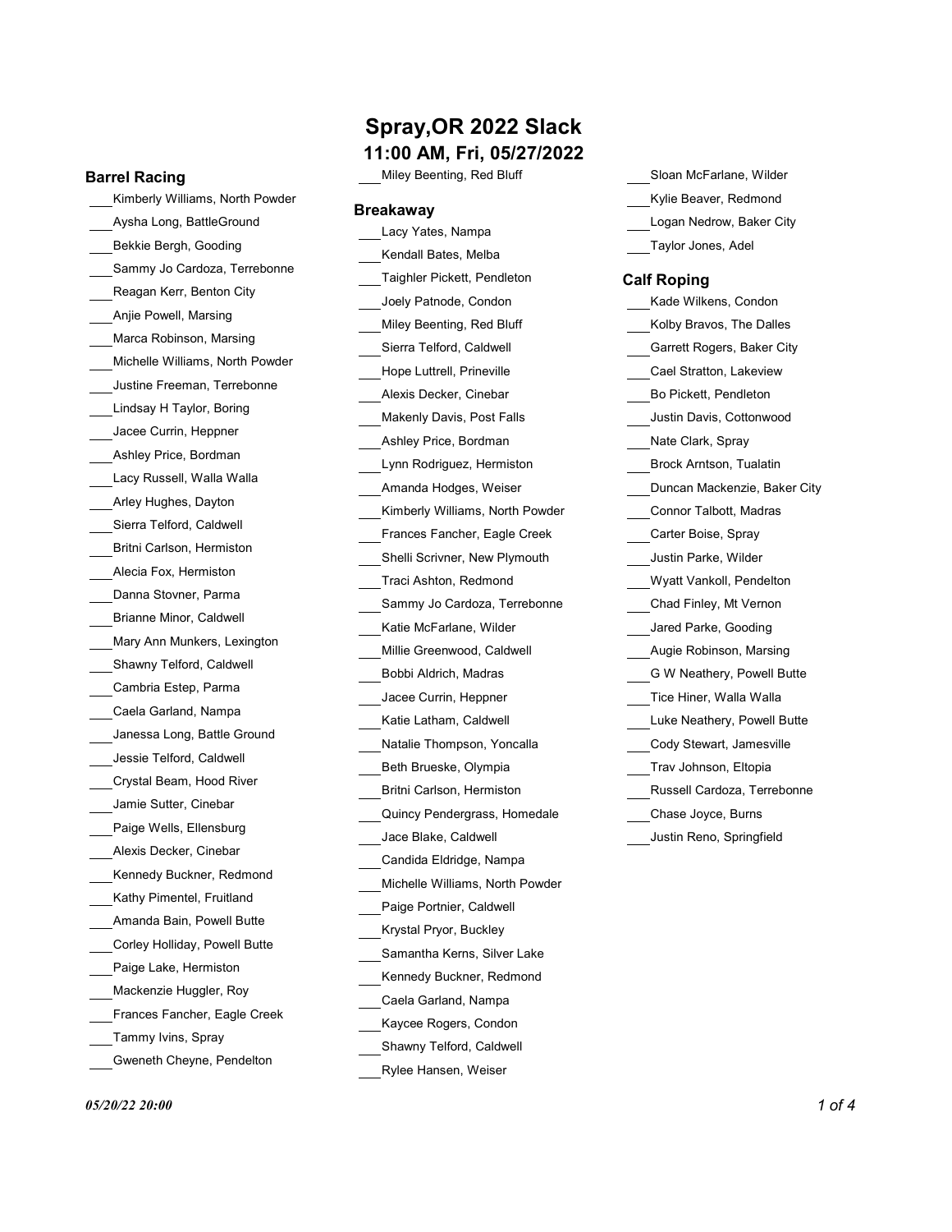# Spray,OR 2022 Slack

## 11:00 AM, Fri, 05/27/2022

### Barrel Racing

- ___Kimberly Williams, North Powder
- ___Aysha Long, BattleGround
- ___Bekkie Bergh, Gooding
- ___Sammy Jo Cardoza, Terrebonne
- ___Reagan Kerr, Benton City
- ___Anjie Powell, Marsing
- ___Marca Robinson, Marsing
- ___Michelle Williams, North Powder
- ___Justine Freeman, Terrebonne
- ___Lindsay H Taylor, Boring
- ___Jacee Currin, Heppner
- ___Ashley Price, Bordman
- ___Lacy Russell, Walla Walla
- ___Arley Hughes, Dayton
- ___Sierra Telford, Caldwell
- ___Britni Carlson, Hermiston
- ___Alecia Fox, Hermiston
- ___Danna Stovner, Parma
- ___Brianne Minor, Caldwell
- ___Mary Ann Munkers, Lexington
- ___Shawny Telford, Caldwell
- ___Cambria Estep, Parma
- ___Caela Garland, Nampa
- ___Janessa Long, Battle Ground
- ___Jessie Telford, Caldwell
- ___Crystal Beam, Hood River
- ___Jamie Sutter, Cinebar
- ___Paige Wells, Ellensburg
- ___Alexis Decker, Cinebar
- ___Kennedy Buckner, Redmond
- ___Kathy Pimentel, Fruitland
- ___Amanda Bain, Powell Butte
- ___Corley Holliday, Powell Butte
- ___Paige Lake, Hermiston
- ___Mackenzie Huggler, Roy
- ___Frances Fancher, Eagle Creek
- ___Tammy Ivins, Spray
- ___Gweneth Cheyne, Pendelton
- ___Miley Beenting, Red Bluff

### Breakaway

- ___Lacy Yates, Nampa
- ___Kendall Bates, Melba
- ___Taighler Pickett, Pendleton
- ___Joely Patnode, Condon
- ___Miley Beenting, Red Bluff
- ___Sierra Telford, Caldwell
- ___Hope Luttrell, Prineville
- ___Alexis Decker, Cinebar
- ___Makenly Davis, Post Falls
- ___Ashley Price, Bordman
- ___Lynn Rodriguez, Hermiston
- ___Amanda Hodges, Weiser
- ___Kimberly Williams, North Powder
- ___Frances Fancher, Eagle Creek
- ___Shelli Scrivner, New Plymouth
- ___Traci Ashton, Redmond
- ___Sammy Jo Cardoza, Terrebonne
- ___Katie McFarlane, Wilder
- ___Millie Greenwood, Caldwell
- ___Bobbi Aldrich, Madras
- ___Jacee Currin, Heppner
- ___Katie Latham, Caldwell
- ___Natalie Thompson, Yoncalla
- ___Beth Brueske, Olympia
- ___Britni Carlson, Hermiston
- ___Quincy Pendergrass, Homedale
- ___Jace Blake, Caldwell
- ___Candida Eldridge, Nampa
- ___Michelle Williams, North Powder
- ___Paige Portnier, Caldwell
- ___Krystal Pryor, Buckley
- ___Samantha Kerns, Silver Lake
- ___Kennedy Buckner, Redmond
- ___Caela Garland, Nampa
- ___Kaycee Rogers, Condon
- ___Shawny Telford, Caldwell
- ___Rylee Hansen, Weiser
- ___Sloan McFarlane, Wilder
- ___Kylie Beaver, Redmond
- ___Logan Nedrow, Baker City
- ___Taylor Jones, Adel

### Calf Roping

- ___Kade Wilkens, Condon
- ___Kolby Bravos, The Dalles
- ___Garrett Rogers, Baker City
- ___Cael Stratton, Lakeview
- ___Bo Pickett, Pendleton
- ___Justin Davis, Cottonwood
- ___Nate Clark, Spray
- ___Brock Arntson, Tualatin
- ___Duncan Mackenzie, Baker City
- ___Connor Talbott, Madras
- ___Carter Boise, Spray
- ___Justin Parke, Wilder
- ___Wyatt Vankoll, Pendelton
- ___Chad Finley, Mt Vernon
- ___Jared Parke, Gooding
- ___Augie Robinson, Marsing
- ___G W Neathery, Powell Butte
- ___Tice Hiner, Walla Walla
- ___Luke Neathery, Powell Butte
- ___Cody Stewart, Jamesville
- ___Trav Johnson, Eltopia
- ___Russell Cardoza, Terrebonne
- ___Chase Joyce, Burns
- ___Justin Reno, Springfield

*05/20/22 20:00*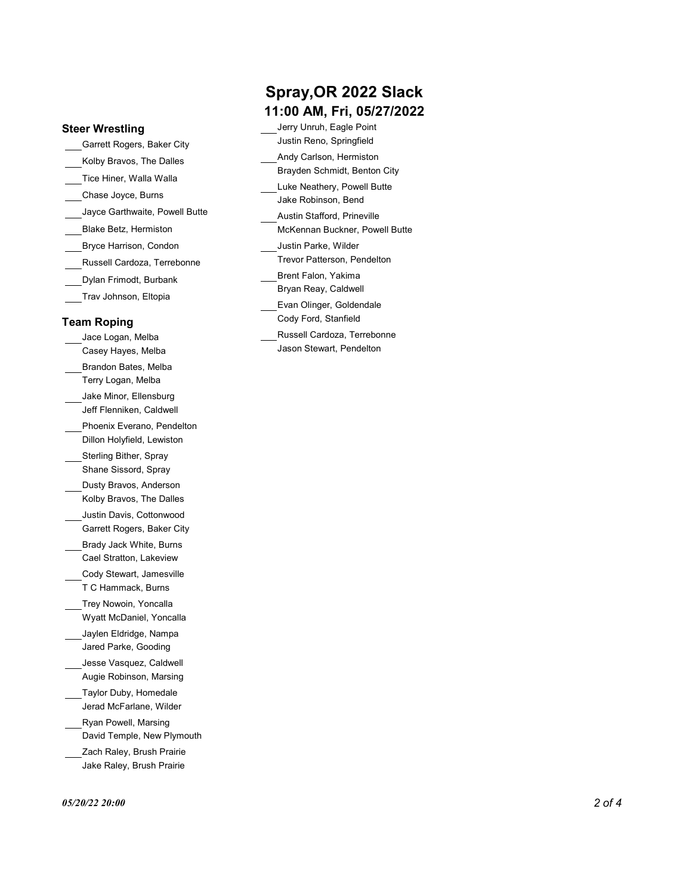# Spray,OR 2022 Slack

## 11:00 AM, Fri, 05/27/2022

### Steer Wrestling

- ___Garrett Rogers, Baker City
- ___Kolby Bravos, The Dalles
- ___Tice Hiner, Walla Walla
- ___Chase Joyce, Burns
- ___Jayce Garthwaite, Powell Butte
- ___Blake Betz, Hermiston
- ___Bryce Harrison, Condon
- ___Russell Cardoza, Terrebonne
- ___Dylan Frimodt, Burbank
- ___Trav Johnson, Eltopia

### Team Roping

- ___Jace Logan, Melba  
  Casey Hayes, Melba
- ___Brandon Bates, Melba  
  Terry Logan, Melba
- ___Jake Minor, Ellensburg  
  Jeff Flenniken, Caldwell
- ___Phoenix Everano, Pendelton  
  Dillon Holyfield, Lewiston
- ___Sterling Bither, Spray  
  Shane Sissord, Spray
- ___Dusty Bravos, Anderson  
  Kolby Bravos, The Dalles
- ___Justin Davis, Cottonwood  
  Garrett Rogers, Baker City
- ___Brady Jack White, Burns  
  Cael Stratton, Lakeview
- ___Cody Stewart, Jamesville  
  T C Hammack, Burns
- ___Trey Nowoin, Yoncalla  
  Wyatt McDaniel, Yoncalla
- ___Jaylen Eldridge, Nampa  
  Jared Parke, Gooding
- ___Jesse Vasquez, Caldwell  
  Augie Robinson, Marsing
- ___Taylor Duby, Homedale  
  Jerad McFarlane, Wilder
- ___Ryan Powell, Marsing  
  David Temple, New Plymouth
- ___Zach Raley, Brush Prairie  
  Jake Raley, Brush Prairie
- ___Jerry Unruh, Eagle Point  
  Justin Reno, Springfield
- ___Andy Carlson, Hermiston  
  Brayden Schmidt, Benton City
- ___Luke Neathery, Powell Butte  
  Jake Robinson, Bend
- ___Austin Stafford, Prineville  
  McKennan Buckner, Powell Butte
- ___Justin Parke, Wilder  
  Trevor Patterson, Pendelton
- ___Brent Falon, Yakima  
  Bryan Reay, Caldwell
- ___Evan Olinger, Goldendale  
  Cody Ford, Stanfield
- ___Russell Cardoza, Terrebonne  
  Jason Stewart, Pendelton

*05/20/22 20:00*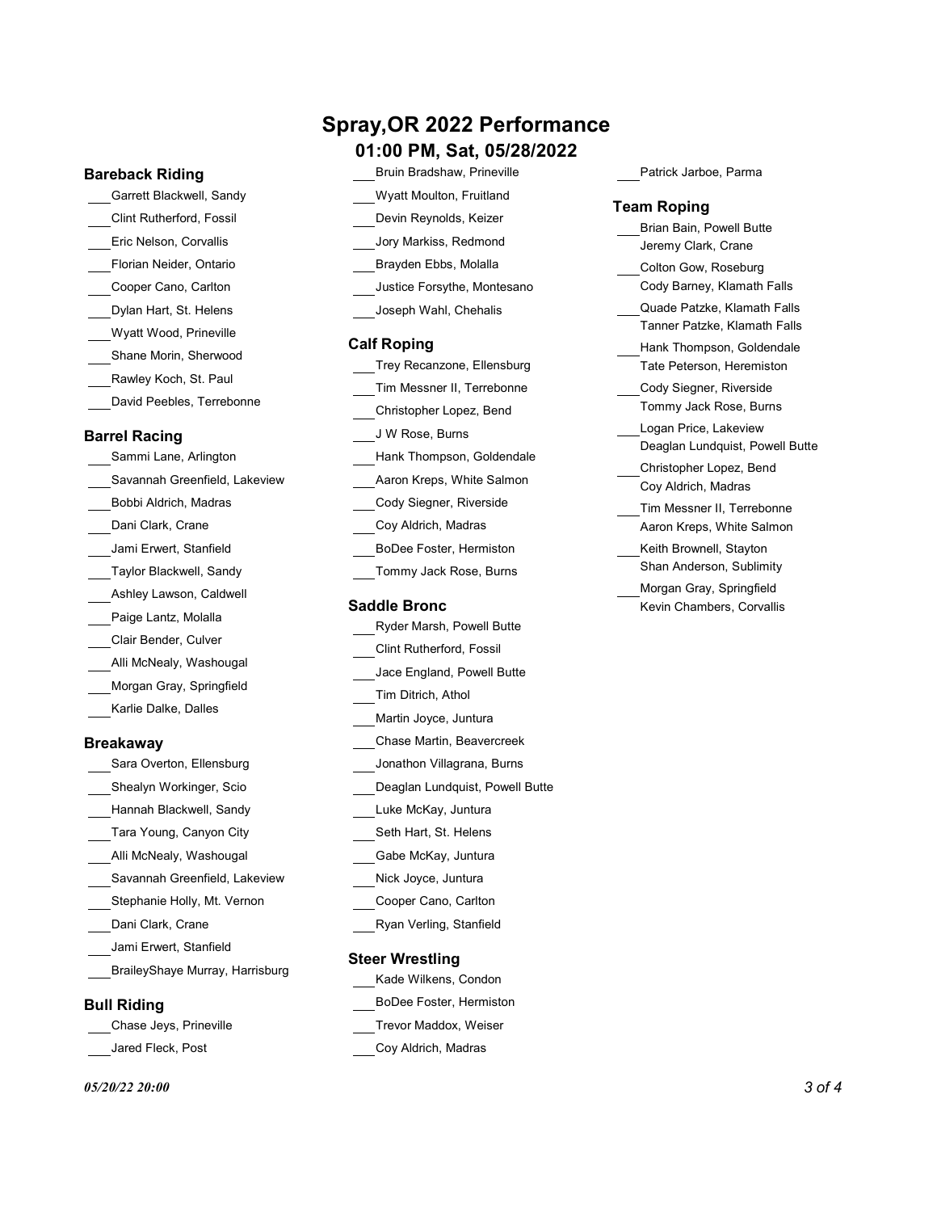# Spray,OR 2022 Performance

## 01:00 PM, Sat, 05/28/2022

### Bareback Riding

- ___Garrett Blackwell, Sandy
- ___Clint Rutherford, Fossil
- ___Eric Nelson, Corvallis
- ___Florian Neider, Ontario
- ___Cooper Cano, Carlton
- ___Dylan Hart, St. Helens
- ___Wyatt Wood, Prineville
- ___Shane Morin, Sherwood
- ___Rawley Koch, St. Paul
- ___David Peebles, Terrebonne

### Barrel Racing

- ___Sammi Lane, Arlington
- ___Savannah Greenfield, Lakeview
- ___Bobbi Aldrich, Madras
- ___Dani Clark, Crane
- ___Jami Erwert, Stanfield
- ___Taylor Blackwell, Sandy
- ___Ashley Lawson, Caldwell
- ___Paige Lantz, Molalla
- ___Clair Bender, Culver
- ___Alli McNealy, Washougal
- ___Morgan Gray, Springfield
- ___Karlie Dalke, Dalles

### Breakaway

- ___Sara Overton, Ellensburg
- ___Shelyn Workinger, Scio
- ___Hannah Blackwell, Sandy
- ___Tara Young, Canyon City
- ___Alli McNealy, Washougal
- ___Savannah Greenfield, Lakeview
- ___Stephanie Holly, Mt. Vernon
- ___Dani Clark, Crane
- ___Jami Erwert, Stanfield
- ___BraileyShaye Murray, Harrisburg

### Bull Riding

- ___Chase Jeys, Prineville
- ___Jared Fleck, Post
- ___Bruin Bradshaw, Prineville
- ___Wyatt Moulton, Fruitland
- ___Devin Reynolds, Keizer
- ___Jory Markiss, Redmond
- ___Brayden Ebbs, Molalla
- ___Justice Forsythe, Montesano
- ___Joseph Wahl, Chehalis

### Calf Roping

- ___Trey Recanzone, Ellensburg
- ___Tim Messner II, Terrebonne
- ___Christopher Lopez, Bend
- ___J W Rose, Burns
- ___Hank Thompson, Goldendale
- ___Aaron Kreps, White Salmon
- ___Cody Siegner, Riverside
- ___Coy Aldrich, Madras
- ___BoDee Foster, Hermiston
- ___Tommy Jack Rose, Burns

### Saddle Bronc

- ___Ryder Marsh, Powell Butte
- ___Clint Rutherford, Fossil
- ___Jace England, Powell Butte
- ___Tim Ditrich, Athol
- ___Martin Joyce, Juntura
- ___Chase Martin, Beavercreek
- ___Jonathon Villagrana, Burns
- ___Deaglan Lundquist, Powell Butte
- ___Luke McKay, Juntura
- ___Seth Hart, St. Helens
- ___Gabe McKay, Juntura
- ___Nick Joyce, Juntura
- ___Cooper Cano, Carlton
- ___Ryan Verling, Stanfield

### Steer Wrestling

- ___Kade Wilkens, Condon
- ___BoDee Foster, Hermiston
- ___Trevor Maddox, Weiser
- ___Coy Aldrich, Madras
- ___Patrick Jarboe, Parma

### Team Roping

- ___Brian Bain, Powell Butte / Jeremy Clark, Crane
- ___Colton Gow, Roseburg / Cody Barney, Klamath Falls
- ___Quade Patzke, Klamath Falls / Tanner Patzke, Klamath Falls
- ___Hank Thompson, Goldendale / Tate Peterson, Heremiston
- ___Cody Siegner, Riverside / Tommy Jack Rose, Burns
- ___Logan Price, Lakeview / Deaglan Lundquist, Powell Butte
- ___Christopher Lopez, Bend / Coy Aldrich, Madras
- ___Tim Messner II, Terrebonne / Aaron Kreps, White Salmon
- ___Keith Brownell, Stayton / Shan Anderson, Sublimity
- ___Morgan Gray, Springfield / Kevin Chambers, Corvallis

*05/20/22 20:00*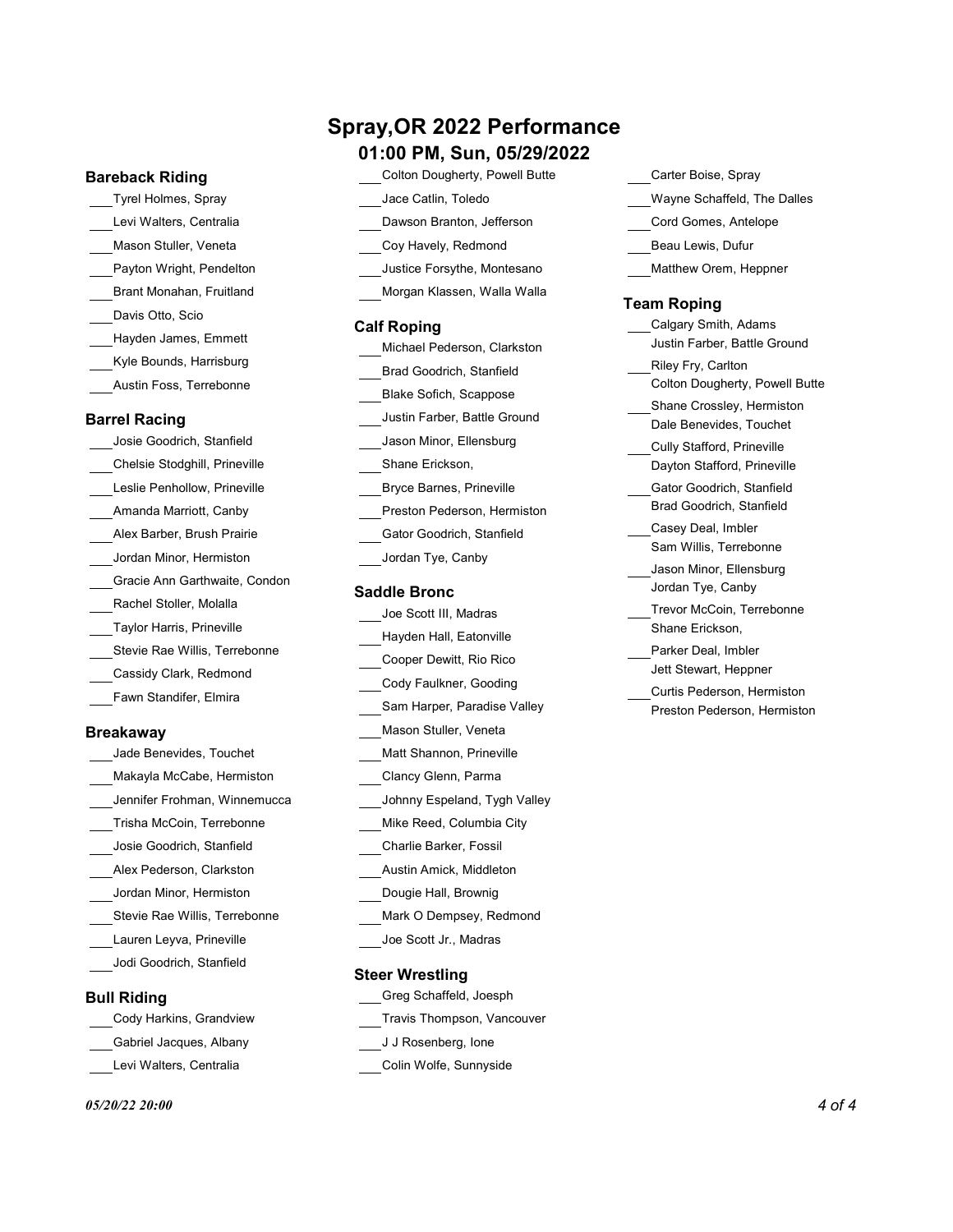# Spray,OR 2022 Performance

## 01:00 PM, Sun, 05/29/2022

### Bareback Riding

- ___Tyrel Holmes, Spray
- ___Levi Walters, Centralia
- ___Mason Stuller, Veneta
- ___Payton Wright, Pendelton
- ___Brant Monahan, Fruitland
- ___Davis Otto, Scio
- ___Hayden James, Emmett
- ___Kyle Bounds, Harrisburg
- ___Austin Foss, Terrebonne

### Barrel Racing

- ___Josie Goodrich, Stanfield
- ___Chelsie Stodghill, Prineville
- ___Leslie Penhollow, Prineville
- ___Amanda Marriott, Canby
- ___Alex Barber, Brush Prairie
- ___Jordan Minor, Hermiston
- ___Gracie Ann Garthwaite, Condon
- ___Rachel Stoller, Molalla
- ___Taylor Harris, Prineville
- ___Stevie Rae Willis, Terrebonne
- ___Cassidy Clark, Redmond
- ___Fawn Standifer, Elmira

### Breakaway

- ___Jade Benevides, Touchet
- ___Makayla McCabe, Hermiston
- ___Jennifer Frohman, Winnemucca
- ___Trisha McCoin, Terrebonne
- ___Josie Goodrich, Stanfield
- ___Alex Pederson, Clarkston
- ___Jordan Minor, Hermiston
- ___Stevie Rae Willis, Terrebonne
- ___Lauren Leyva, Prineville
- ___Jodi Goodrich, Stanfield

### Bull Riding

- ___Cody Harkins, Grandview
- ___Gabriel Jacques, Albany
- ___Levi Walters, Centralia
- ___Colton Dougherty, Powell Butte
- ___Jace Catlin, Toledo
- ___Dawson Branton, Jefferson
- ___Coy Havely, Redmond
- ___Justice Forsythe, Montesano
- ___Morgan Klassen, Walla Walla

### Calf Roping

- ___Michael Pederson, Clarkston
- ___Brad Goodrich, Stanfield
- ___Blake Sofich, Scappose
- ___Justin Farber, Battle Ground
- ___Jason Minor, Ellensburg
- ___Shane Erickson,
- ___Bryce Barnes, Prineville
- ___Preston Pederson, Hermiston
- ___Gator Goodrich, Stanfield
- ___Jordan Tye, Canby

### Saddle Bronc

- ___Joe Scott III, Madras
- ___Hayden Hall, Eatonville
- ___Cooper Dewitt, Rio Rico
- ___Cody Faulkner, Gooding
- ___Sam Harper, Paradise Valley
- ___Mason Stuller, Veneta
- ___Matt Shannon, Prineville
- ___Clancy Glenn, Parma
- ___Johnny Espeland, Tygh Valley
- ___Mike Reed, Columbia City
- ___Charlie Barker, Fossil
- ___Austin Amick, Middleton
- ___Dougie Hall, Brownig
- ___Mark O Dempsey, Redmond
- ___Joe Scott Jr., Madras

### Steer Wrestling

- ___Greg Schaffeld, Joesph
- ___Travis Thompson, Vancouver
- ___J J Rosenberg, Ione
- ___Colin Wolfe, Sunnyside
- ___Carter Boise, Spray
- ___Wayne Schaffeld, The Dalles
- ___Cord Gomes, Antelope
- ___Beau Lewis, Dufur
- ___Matthew Orem, Heppner

### Team Roping

- ___Calgary Smith, Adams
  Justin Farber, Battle Ground
- ___Riley Fry, Carlton
  Colton Dougherty, Powell Butte
- ___Shane Crossley, Hermiston
  Dale Benevides, Touchet
- ___Cully Stafford, Prineville
  Dayton Stafford, Prineville
- ___Gator Goodrich, Stanfield
  Brad Goodrich, Stanfield
- ___Casey Deal, Imbler
  Sam Willis, Terrebonne
- ___Jason Minor, Ellensburg
  Jordan Tye, Canby
- ___Trevor McCoin, Terrebonne
  Shane Erickson,
- ___Parker Deal, Imbler
  Jett Stewart, Heppner
- ___Curtis Pederson, Hermiston
  Preston Pederson, Hermiston

*05/20/22 20:00*